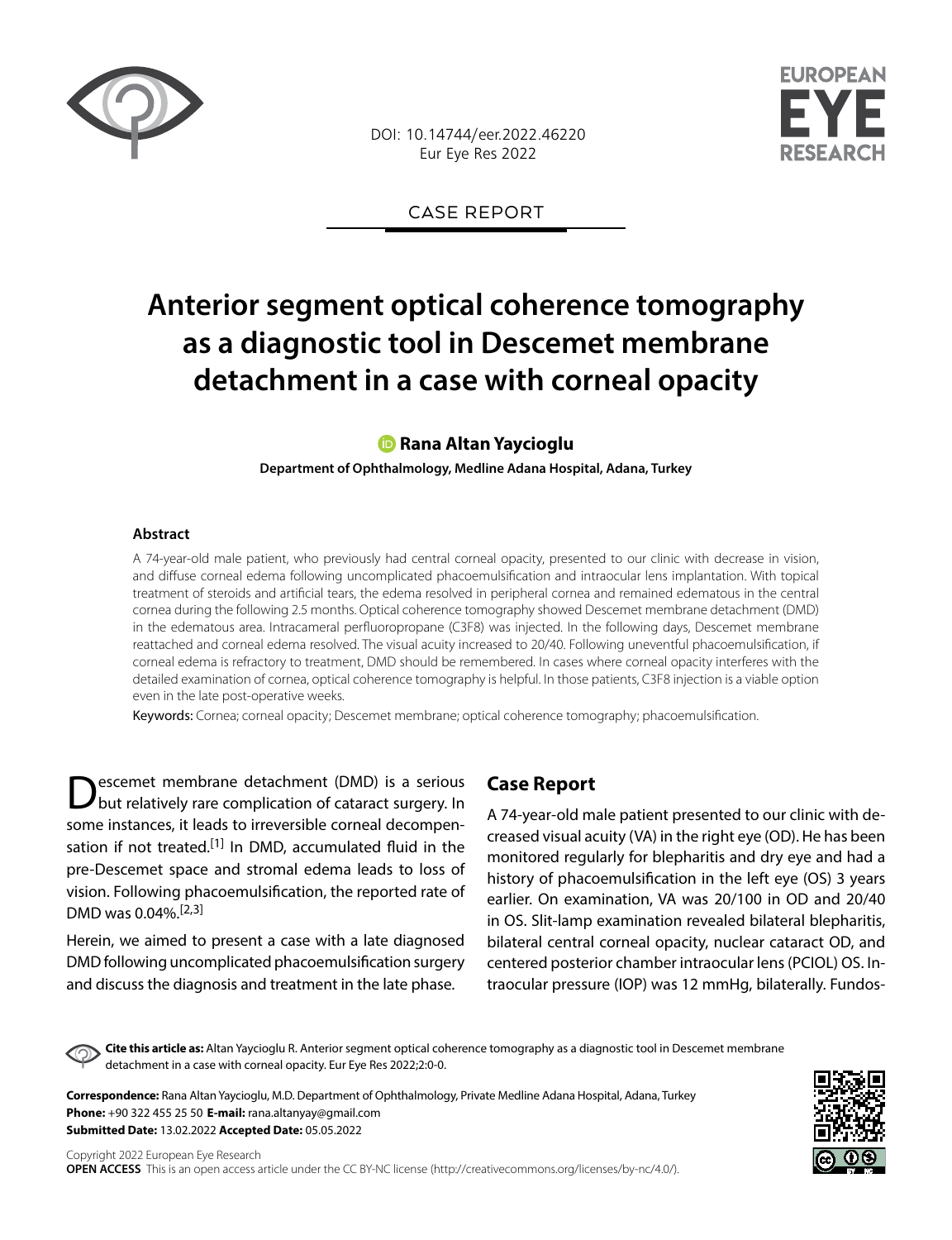CASE REPORT

# Anterior segment optical coherence tomography as a diagnostic tool in Descemet membrane detachment in a case with corneal opacity

**Rana Altan Yaycioglu**

**Department of Ophthalmology, Medline Adana Hospital, Adana, Turkey**

### Abstract

A 74-year-old male patient, who previously had central corneal opacity, presented to our clinic with decrease in vision, and diffuse corneal edema following uncomplicated phacoemulsification and intraocular lens implantation. With topical treatment of steroids and artificial tears, the edema resolved in peripheral cornea and remained edematous in the central cornea during the following 2.5 months. Optical coherence tomography showed Descemet membrane detachment (DMD) in the edematous area. Intracameral perfluoropropane (C3F8) was injected. In the following days, Descemet membrane reattached and corneal edema resolved. The visual acuity increased to 20/40. Following uneventful phacoemulsification, if corneal edema is refractory to treatment, DMD should be remembered. In cases where corneal opacity interferes with the detailed examination of cornea, optical coherence tomography is helpful. In those patients, C3F8 injection is a viable option even in the late post-operative weeks.

Keywords: Cornea; corneal opacity; Descemet membrane; optical coherence tomography; phacoemulsification.

Descemet membrane detachment (DMD) is a serious but relatively rare complication of cataract surgery. In some instances, it leads to irreversible corneal decompensation if not treated.[1] In DMD, accumulated fluid in the pre-Descemet space and stromal edema leads to loss of vision. Following phacoemulsification, the reported rate of DMD was 0.04%.[2,3]

Herein, we aimed to present a case with a late diagnosed DMD following uncomplicated phacoemulsification surgery and discuss the diagnosis and treatment in the late phase.

## Case Report

A 74-year-old male patient presented to our clinic with decreased visual acuity (VA) in the right eye (OD). He has been monitored regularly for blepharitis and dry eye and had a history of phacoemulsification in the left eye (OS) 3 years earlier. On examination, VA was 20/100 in OD and 20/40 in OS. Slit-lamp examination revealed bilateral blepharitis, bilateral central corneal opacity, nuclear cataract OD, and centered posterior chamber intraocular lens (PCIOL) OS. Intraocular pressure (IOP) was 12 mmHg, bilaterally. Fundos-

**Cite this article as:** Altan Yaycioglu R. Anterior segment optical coherence tomography as a diagnostic tool in Descemet membrane detachment in a case with corneal opacity. Eur Eye Res 2022;2:0-0.

**Correspondence:** Rana Altan Yaycioglu, M.D. Department of Ophthalmology, Private Medline Adana Hospital, Adana, Turkey
**Phone:** +90 322 455 25 50 **E-mail:** rana.altanyay@gmail.com
**Submitted Date:** 13.02.2022 **Accepted Date:** 05.05.2022

Copyright 2022 European Eye Research
**OPEN ACCESS** This is an open access article under the CC BY-NC license (http://creativecommons.org/licenses/by-nc/4.0/).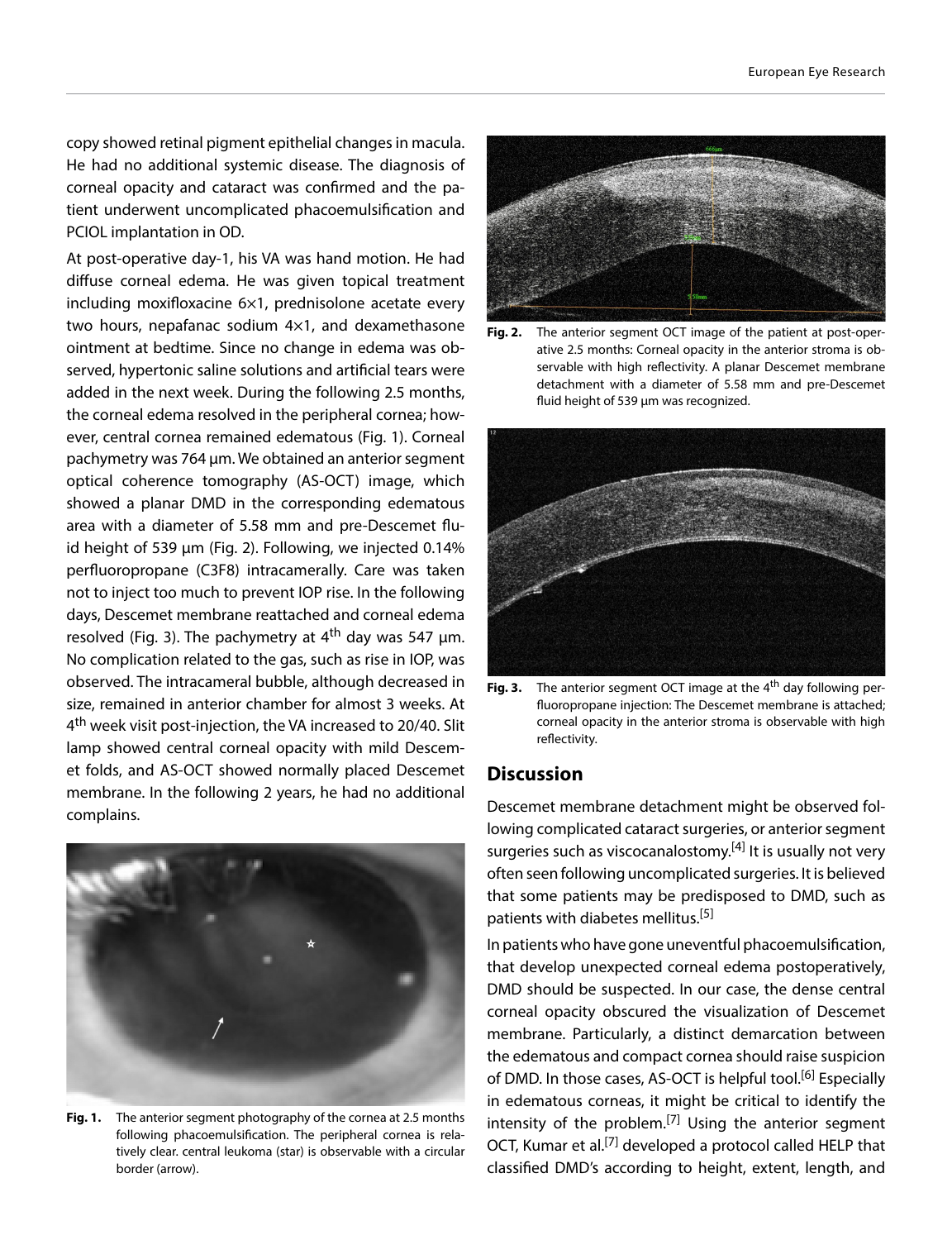copy showed retinal pigment epithelial changes in macula. He had no additional systemic disease. The diagnosis of corneal opacity and cataract was confirmed and the patient underwent uncomplicated phacoemulsification and PCIOL implantation in OD.

At post-operative day-1, his VA was hand motion. He had diffuse corneal edema. He was given topical treatment including moxifloxacine 6×1, prednisolone acetate every two hours, nepafanac sodium 4×1, and dexamethasone ointment at bedtime. Since no change in edema was observed, hypertonic saline solutions and artificial tears were added in the next week. During the following 2.5 months, the corneal edema resolved in the peripheral cornea; however, central cornea remained edematous (Fig. 1). Corneal pachymetry was 764 µm. We obtained an anterior segment optical coherence tomography (AS-OCT) image, which showed a planar DMD in the corresponding edematous area with a diameter of 5.58 mm and pre-Descemet fluid height of 539 µm (Fig. 2). Following, we injected 0.14% perfluoropropane ($C_3F_8$) intracamerally. Care was taken not to inject too much to prevent IOP rise. In the following days, Descemet membrane reattached and corneal edema resolved (Fig. 3). The pachymetry at 4th day was 547 µm. No complication related to the gas, such as rise in IOP, was observed. The intracameral bubble, although decreased in size, remained in anterior chamber for almost 3 weeks. At 4th week visit post-injection, the VA increased to 20/40. Slit lamp showed central corneal opacity with mild Descemet folds, and AS-OCT showed normally placed Descemet membrane. In the following 2 years, he had no additional complains.

**Fig. 1.** The anterior segment photography of the cornea at 2.5 months following phacoemulsification. The peripheral cornea is relatively clear. central leukoma (star) is observable with a circular border (arrow).

**Fig. 2.** The anterior segment OCT image of the patient at post-operative 2.5 months: Corneal opacity in the anterior stroma is observable with high reflectivity. A planar Descemet membrane detachment with a diameter of 5.58 mm and pre-Descemet fluid height of 539 µm was recognized.

**Fig. 3.** The anterior segment OCT image at the 4th day following perfluoropropane injection: The Descemet membrane is attached; corneal opacity in the anterior stroma is observable with high reflectivity.

## Discussion

Descemet membrane detachment might be observed following complicated cataract surgeries, or anterior segment surgeries such as viscocanalostomy.[4] It is usually not very often seen following uncomplicated surgeries. It is believed that some patients may be predisposed to DMD, such as patients with diabetes mellitus.[5]

In patients who have gone uneventful phacoemulsification, that develop unexpected corneal edema postoperatively, DMD should be suspected. In our case, the dense central corneal opacity obscured the visualization of Descemet membrane. Particularly, a distinct demarcation between the edematous and compact cornea should raise suspicion of DMD. In those cases, AS-OCT is helpful tool.[6] Especially in edematous corneas, it might be critical to identify the intensity of the problem.[7] Using the anterior segment OCT, Kumar et al.[7] developed a protocol called HELP that classified DMD's according to height, extent, length, and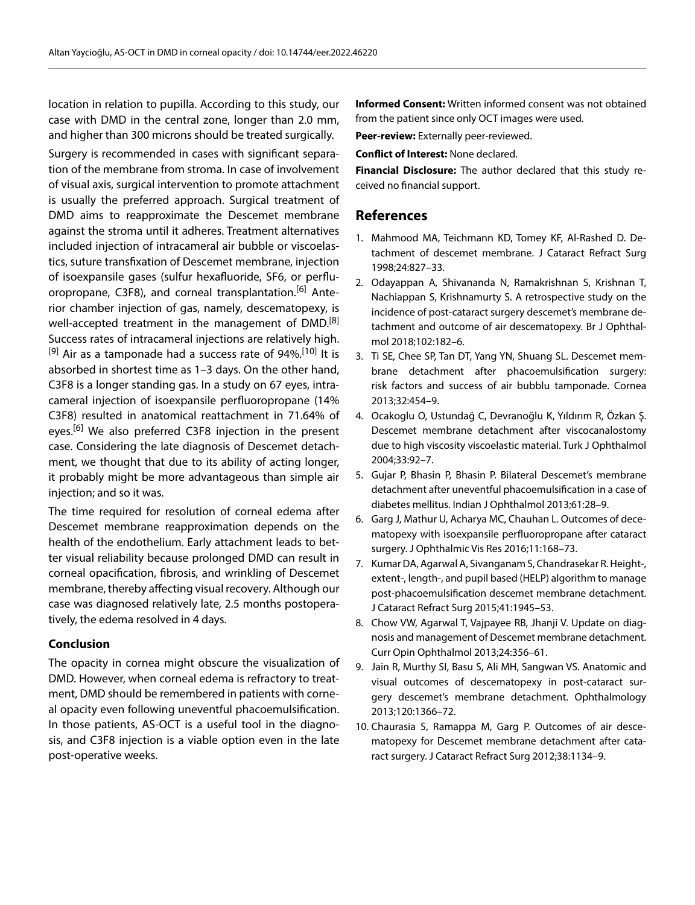location in relation to pupilla. According to this study, our case with DMD in the central zone, longer than 2.0 mm, and higher than 300 microns should be treated surgically.

Surgery is recommended in cases with significant separation of the membrane from stroma. In case of involvement of visual axis, surgical intervention to promote attachment is usually the preferred approach. Surgical treatment of DMD aims to reapproximate the Descemet membrane against the stroma until it adheres. Treatment alternatives included injection of intracameral air bubble or viscoelastics, suture transfixation of Descemet membrane, injection of isoexpansile gases (sulfur hexafluoride, SF6, or perfluoropropane, C3F8), and corneal transplantation.[6] Anterior chamber injection of gas, namely, descematopexy, is well-accepted treatment in the management of DMD.[8] Success rates of intracameral injections are relatively high.[9] Air as a tamponade had a success rate of 94%.[10] It is absorbed in shortest time as 1–3 days. On the other hand, C3F8 is a longer standing gas. In a study on 67 eyes, intracameral injection of isoexpansile perfluoropropane (14% C3F8) resulted in anatomical reattachment in 71.64% of eyes.[6] We also preferred C3F8 injection in the present case. Considering the late diagnosis of Descemet detachment, we thought that due to its ability of acting longer, it probably might be more advantageous than simple air injection; and so it was.

The time required for resolution of corneal edema after Descemet membrane reapproximation depends on the health of the endothelium. Early attachment leads to better visual reliability because prolonged DMD can result in corneal opacification, fibrosis, and wrinkling of Descemet membrane, thereby affecting visual recovery. Although our case was diagnosed relatively late, 2.5 months postoperatively, the edema resolved in 4 days.

### Conclusion

The opacity in cornea might obscure the visualization of DMD. However, when corneal edema is refractory to treatment, DMD should be remembered in patients with corneal opacity even following uneventful phacoemulsification. In those patients, AS-OCT is a useful tool in the diagnosis, and C3F8 injection is a viable option even in the late post-operative weeks.

**Informed Consent:** Written informed consent was not obtained from the patient since only OCT images were used.

**Peer-review:** Externally peer-reviewed.

**Conflict of Interest:** None declared.

**Financial Disclosure:** The author declared that this study received no financial support.

## References

1. Mahmood MA, Teichmann KD, Tomey KF, Al-Rashed D. Detachment of descemet membrane. J Cataract Refract Surg 1998;24:827–33.
2. Odayappan A, Shivananda N, Ramakrishnan S, Krishnan T, Nachiappan S, Krishnamurty S. A retrospective study on the incidence of post-cataract surgery descemet's membrane detachment and outcome of air descematopexy. Br J Ophthalmol 2018;102:182–6.
3. Ti SE, Chee SP, Tan DT, Yang YN, Shuang SL. Descemet membrane detachment after phacoemulsification surgery: risk factors and success of air bubblu tamponade. Cornea 2013;32:454–9.
4. Ocakoglu O, Ustundağ C, Devranoğlu K, Yıldırım R, Özkan Ş. Descemet membrane detachment after viscocanalostomy due to high viscosity viscoelastic material. Turk J Ophthalmol 2004;33:92–7.
5. Gujar P, Bhasin P, Bhasin P. Bilateral Descemet's membrane detachment after uneventful phacoemulsification in a case of diabetes mellitus. Indian J Ophthalmol 2013;61:28–9.
6. Garg J, Mathur U, Acharya MC, Chauhan L. Outcomes of descematopexy with isoexpansile perfluoropropane after cataract surgery. J Ophthalmic Vis Res 2016;11:168–73.
7. Kumar DA, Agarwal A, Sivanganam S, Chandrasekar R. Height-, extent-, length-, and pupil based (HELP) algorithm to manage post-phacoemulsification descemet membrane detachment. J Cataract Refract Surg 2015;41:1945–53.
8. Chow VW, Agarwal T, Vajpayee RB, Jhanji V. Update on diagnosis and management of Descemet membrane detachment. Curr Opin Ophthalmol 2013;24:356–61.
9. Jain R, Murthy SI, Basu S, Ali MH, Sangwan VS. Anatomic and visual outcomes of descematopexy in post-cataract surgery descemet's membrane detachment. Ophthalmology 2013;120:1366–72.
10. Chaurasia S, Ramappa M, Garg P. Outcomes of air descematopexy for Descemet membrane detachment after cataract surgery. J Cataract Refract Surg 2012;38:1134–9.